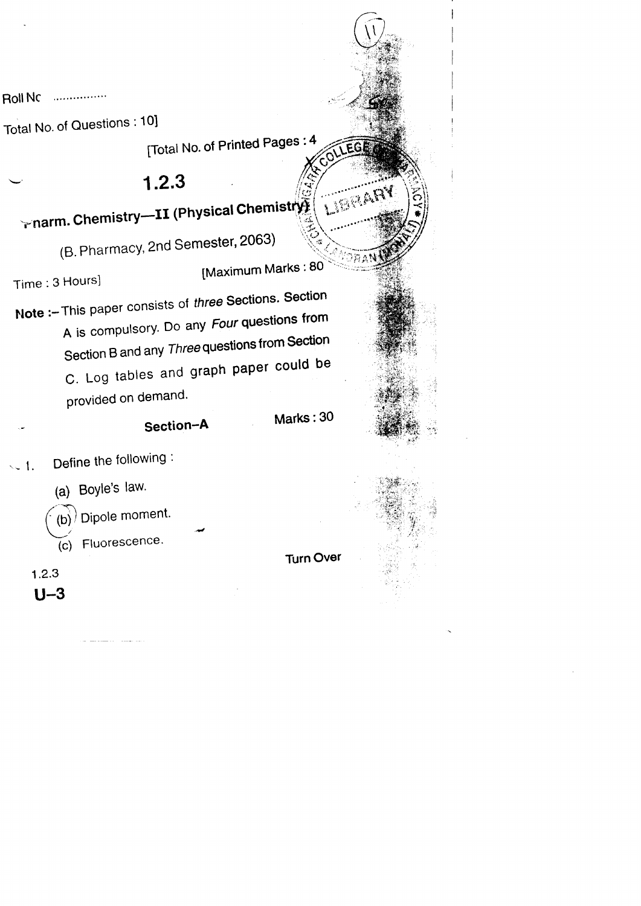Roll No ...............

Total No. of Questions : 10]

[Total No. of Printed Pages : 4

# 1.2.3

## Pharm. Chemistry—II (Physical Chemistry)

(B. Pharmacy, 2nd Semester, 2063)

Time : 3 Hours] [Maximum Marks : 80

**Note :**–This paper consists of *three* Sections. Section A is compulsory. Do any *Four* questions from Section B and any *Three* questions from Section C. Log tables and graph paper could be provided on demand.

### Section–A Marks : 30

1. Define the following :

   (a) Boyle's law.

   (b) Dipole moment.

   (c) Fluorescence.

**Turn Over**

1.2.3

**U–3**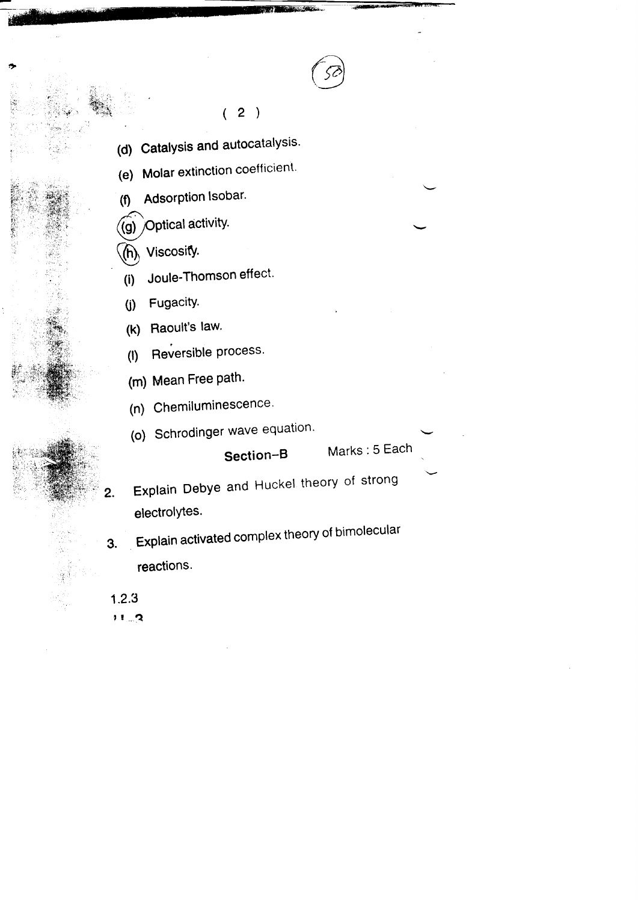(d) Catalysis and autocatalysis.

(e) Molar extinction coefficient.

(f) Adsorption Isobar.

(g) Optical activity.

(h) Viscosity.

(i) Joule-Thomson effect.

(j) Fugacity.

(k) Raoult's law.

(l) Reversible process.

(m) Mean Free path.

(n) Chemiluminescence.

(o) Schrodinger wave equation.

**Section–B** Marks : 5 Each

2. Explain Debye and Huckel theory of strong electrolytes.

3. Explain activated complex theory of bimolecular reactions.

1.2.3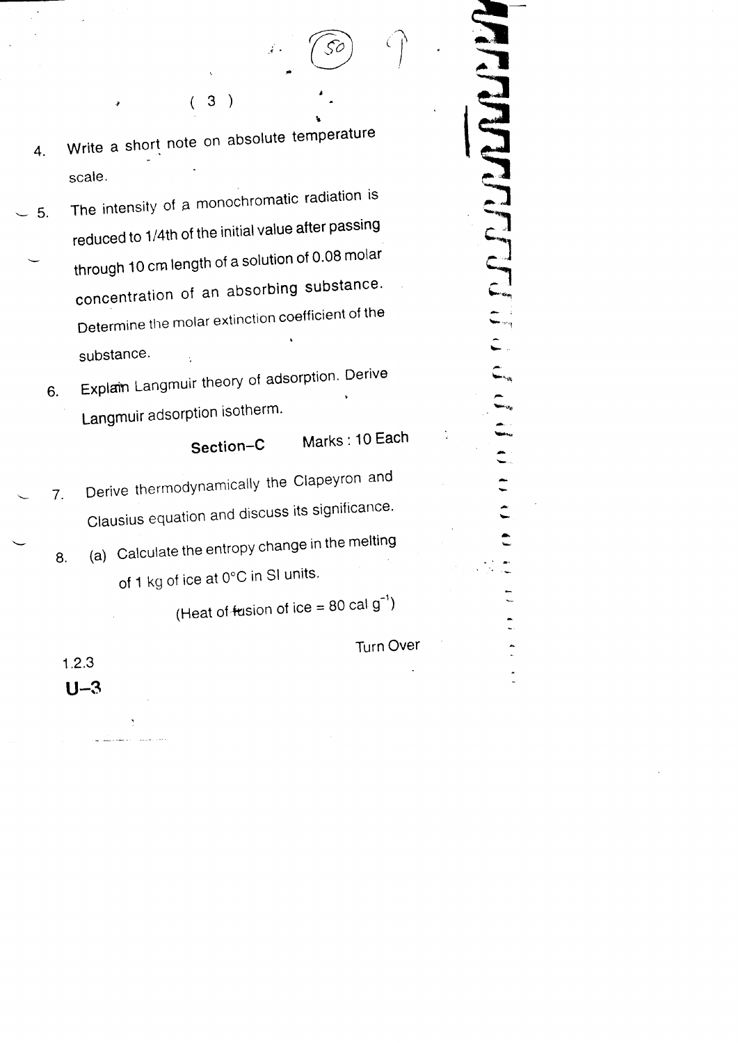4. Write a short note on absolute temperature scale.

5. The intensity of a monochromatic radiation is reduced to 1/4th of the initial value after passing through 10 cm length of a solution of 0.08 molar concentration of an absorbing substance. Determine the molar extinction coefficient of the substance.

6. Explain Langmuir theory of adsorption. Derive Langmuir adsorption isotherm.

## Section–C   Marks : 10 Each

7. Derive thermodynamically the Clapeyron and Clausius equation and discuss its significance.

8. (a) Calculate the entropy change in the melting of 1 kg of ice at 0°C in SI units.

   (Heat of fusion of ice = 80 cal $g^{-1}$)

Turn Over

1.2.3

**U–3**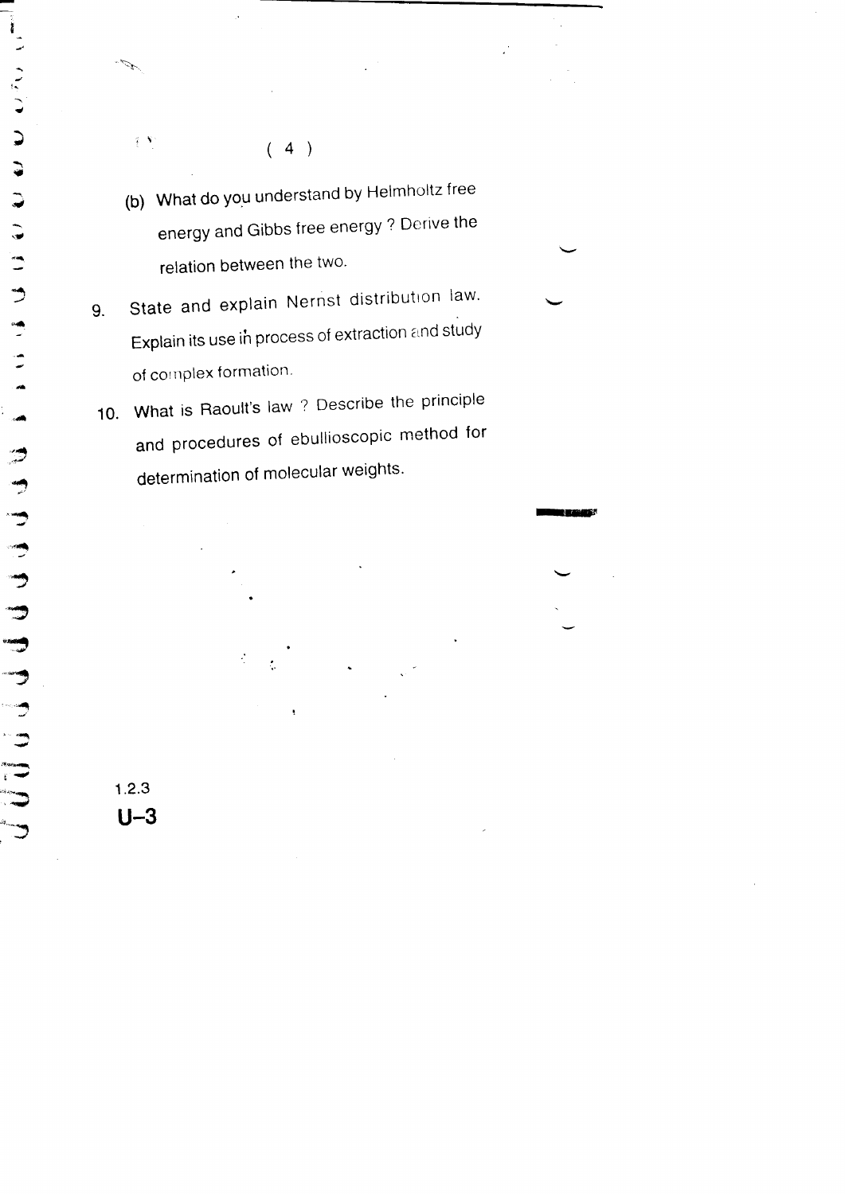(b) What do you understand by Helmholtz free energy and Gibbs free energy ? Derive the relation between the two.

9. State and explain Nernst distribution law. Explain its use in process of extraction and study of complex formation.

10. What is Raoult's law ? Describe the principle and procedures of ebullioscopic method for determination of molecular weights.

1.2.3

**U–3**